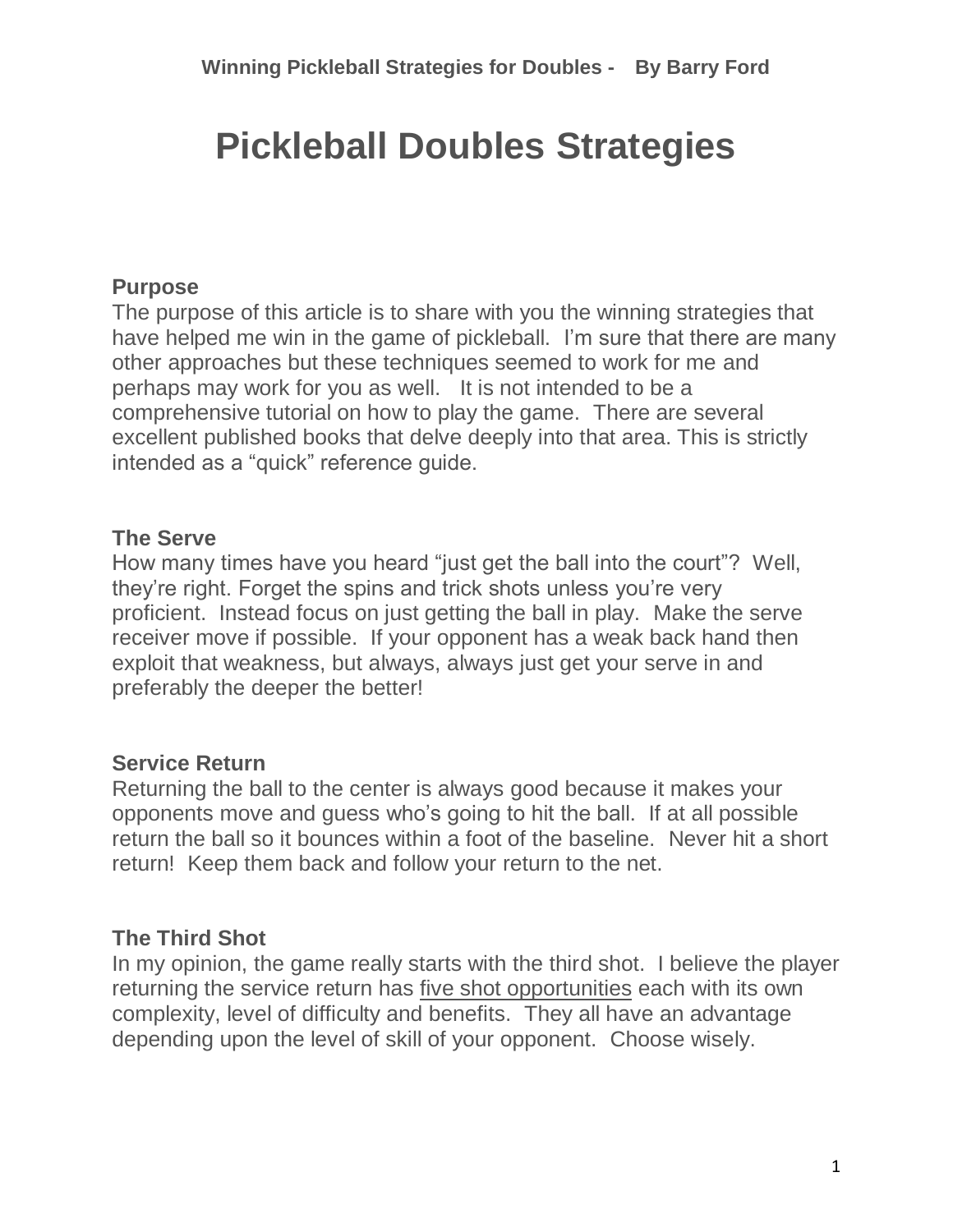# Pickleball Doubles Strategies

## Purpose

The purpose of this article is to share with you the winning strategies that have helped me win in the game of pickleball. I'm sure that there are many other approaches but these techniques seemed to work for me and perhaps may work for you as well. It is not intended to be a comprehensive tutorial on how to play the game. There are several excellent published books that delve deeply into that area. This is strictly intended as a "quick" reference guide.

## The Serve

How many times have you heard "just get the ball into the court"? Well, they're right. Forget the spins and trick shots unless you're very proficient. Instead focus on just getting the ball in play. Make the serve receiver move if possible. If your opponent has a weak back hand then exploit that weakness, but always, always just get your serve in and preferably the deeper the better!

## Service Return

Returning the ball to the center is always good because it makes your opponents move and guess who's going to hit the ball. If at all possible return the ball so it bounces within a foot of the baseline. Never hit a short return! Keep them back and follow your return to the net.

## The Third Shot

In my opinion, the game really starts with the third shot. I believe the player returning the service return has <u>five shot opportunities</u> each with its own complexity, level of difficulty and benefits. They all have an advantage depending upon the level of skill of your opponent. Choose wisely.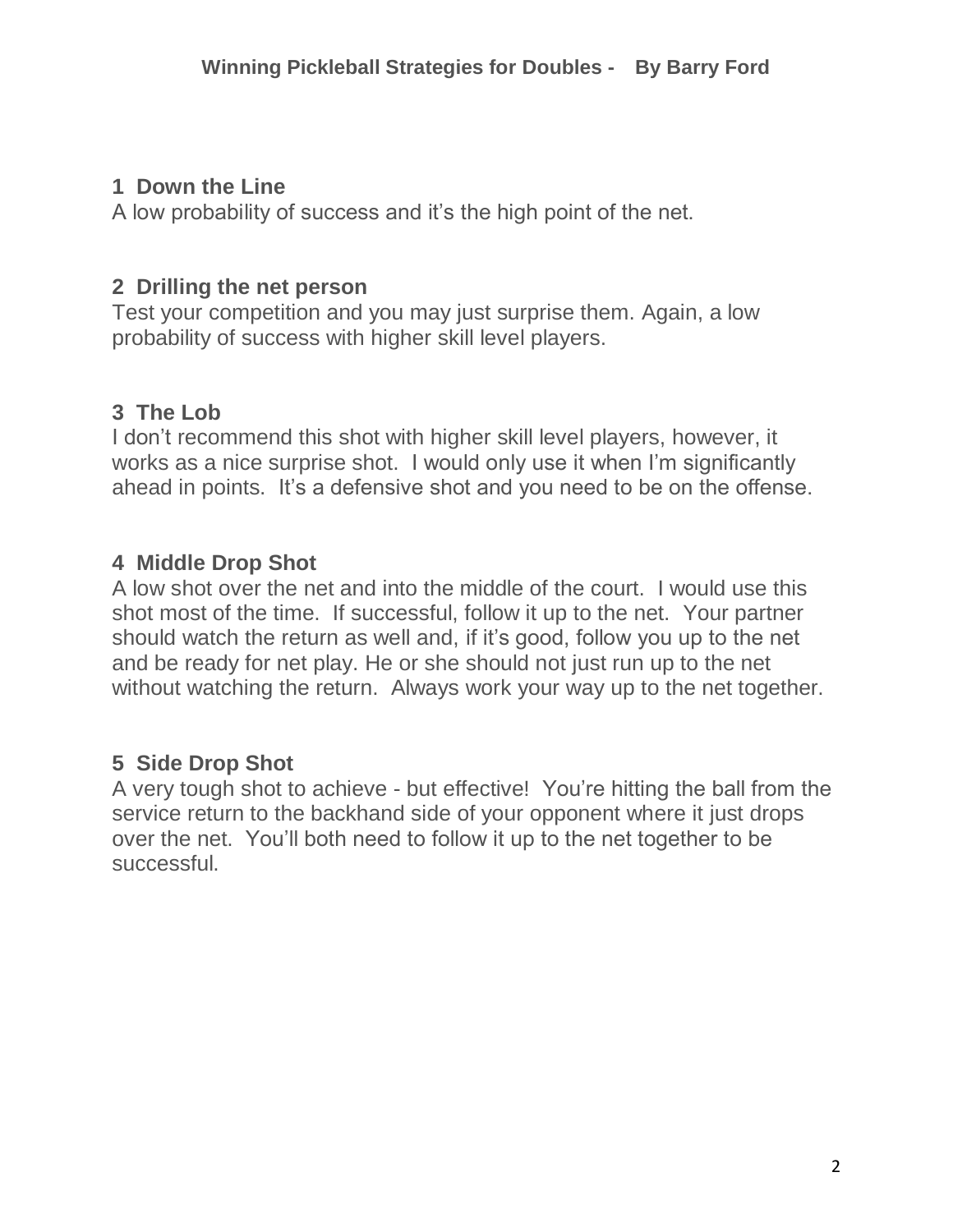**Winning Pickleball Strategies for Doubles - By Barry Ford**

### 1 Down the Line

A low probability of success and it's the high point of the net.

### 2 Drilling the net person

Test your competition and you may just surprise them. Again, a low probability of success with higher skill level players.

### 3 The Lob

I don't recommend this shot with higher skill level players, however, it works as a nice surprise shot. I would only use it when I'm significantly ahead in points. It's a defensive shot and you need to be on the offense.

### 4 Middle Drop Shot

A low shot over the net and into the middle of the court. I would use this shot most of the time. If successful, follow it up to the net. Your partner should watch the return as well and, if it's good, follow you up to the net and be ready for net play. He or she should not just run up to the net without watching the return. Always work your way up to the net together.

### 5 Side Drop Shot

A very tough shot to achieve - but effective! You're hitting the ball from the service return to the backhand side of your opponent where it just drops over the net. You'll both need to follow it up to the net together to be successful.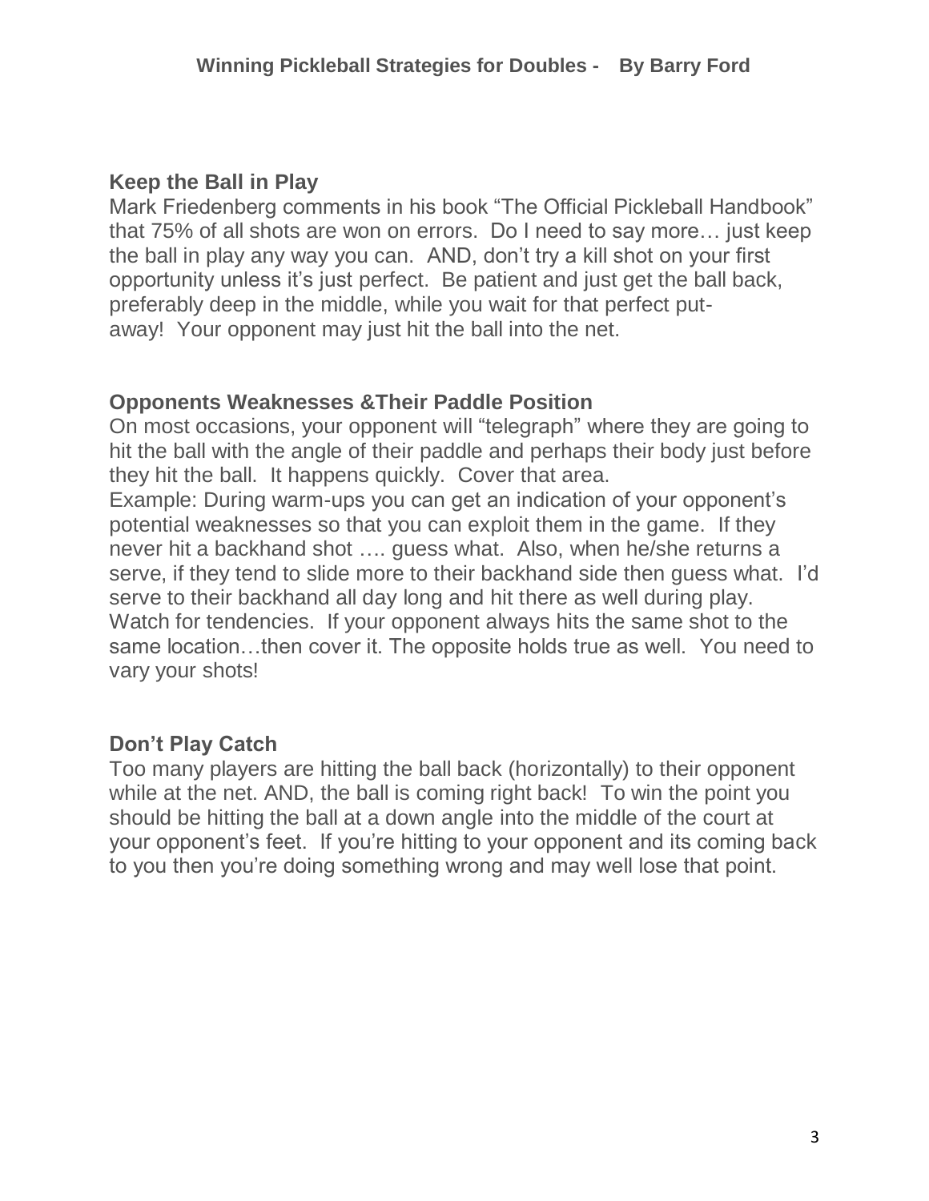## Keep the Ball in Play

Mark Friedenberg comments in his book "The Official Pickleball Handbook" that 75% of all shots are won on errors. Do I need to say more… just keep the ball in play any way you can. AND, don't try a kill shot on your first opportunity unless it's just perfect. Be patient and just get the ball back, preferably deep in the middle, while you wait for that perfect put-away! Your opponent may just hit the ball into the net.

## Opponents Weaknesses &Their Paddle Position

On most occasions, your opponent will "telegraph" where they are going to hit the ball with the angle of their paddle and perhaps their body just before they hit the ball. It happens quickly. Cover that area.

Example: During warm-ups you can get an indication of your opponent's potential weaknesses so that you can exploit them in the game. If they never hit a backhand shot …. guess what. Also, when he/she returns a serve, if they tend to slide more to their backhand side then guess what. I'd serve to their backhand all day long and hit there as well during play. Watch for tendencies. If your opponent always hits the same shot to the same location…then cover it. The opposite holds true as well. You need to vary your shots!

## Don't Play Catch

Too many players are hitting the ball back (horizontally) to their opponent while at the net. AND, the ball is coming right back! To win the point you should be hitting the ball at a down angle into the middle of the court at your opponent's feet. If you're hitting to your opponent and its coming back to you then you're doing something wrong and may well lose that point.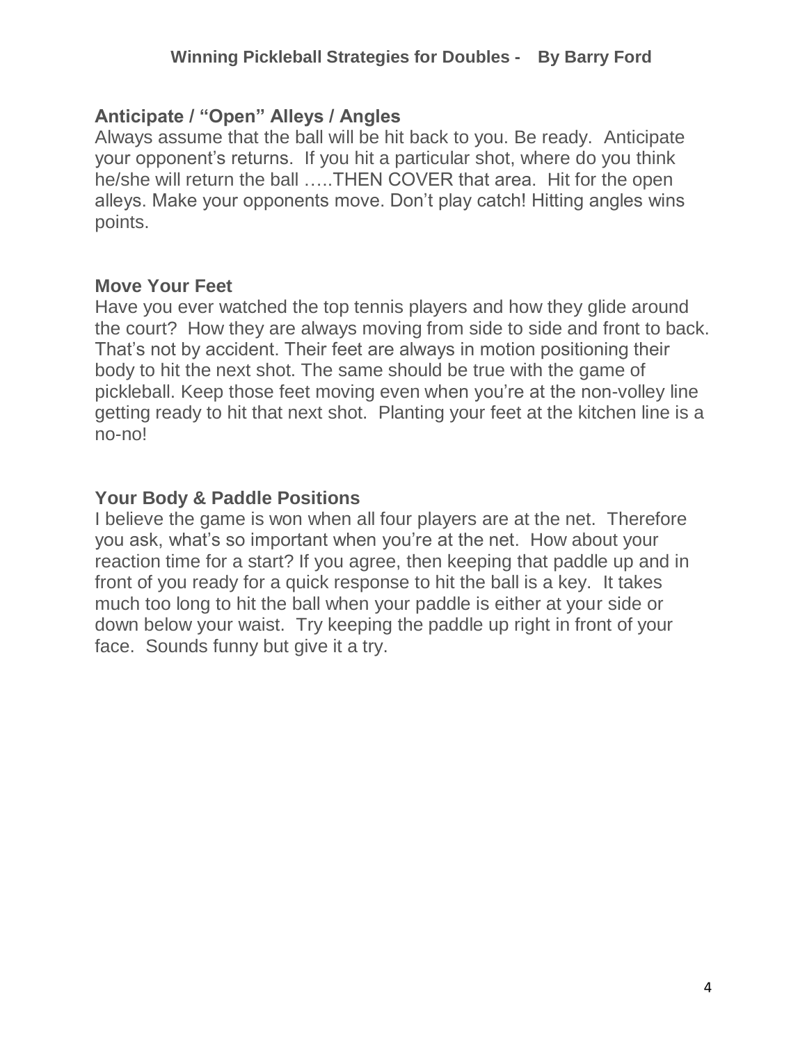## Anticipate / "Open" Alleys / Angles

Always assume that the ball will be hit back to you. Be ready. Anticipate your opponent's returns. If you hit a particular shot, where do you think he/she will return the ball …..THEN COVER that area. Hit for the open alleys. Make your opponents move. Don't play catch! Hitting angles wins points.

## Move Your Feet

Have you ever watched the top tennis players and how they glide around the court? How they are always moving from side to side and front to back. That's not by accident. Their feet are always in motion positioning their body to hit the next shot. The same should be true with the game of pickleball. Keep those feet moving even when you're at the non-volley line getting ready to hit that next shot. Planting your feet at the kitchen line is a no-no!

## Your Body & Paddle Positions

I believe the game is won when all four players are at the net. Therefore you ask, what's so important when you're at the net. How about your reaction time for a start? If you agree, then keeping that paddle up and in front of you ready for a quick response to hit the ball is a key. It takes much too long to hit the ball when your paddle is either at your side or down below your waist. Try keeping the paddle up right in front of your face. Sounds funny but give it a try.